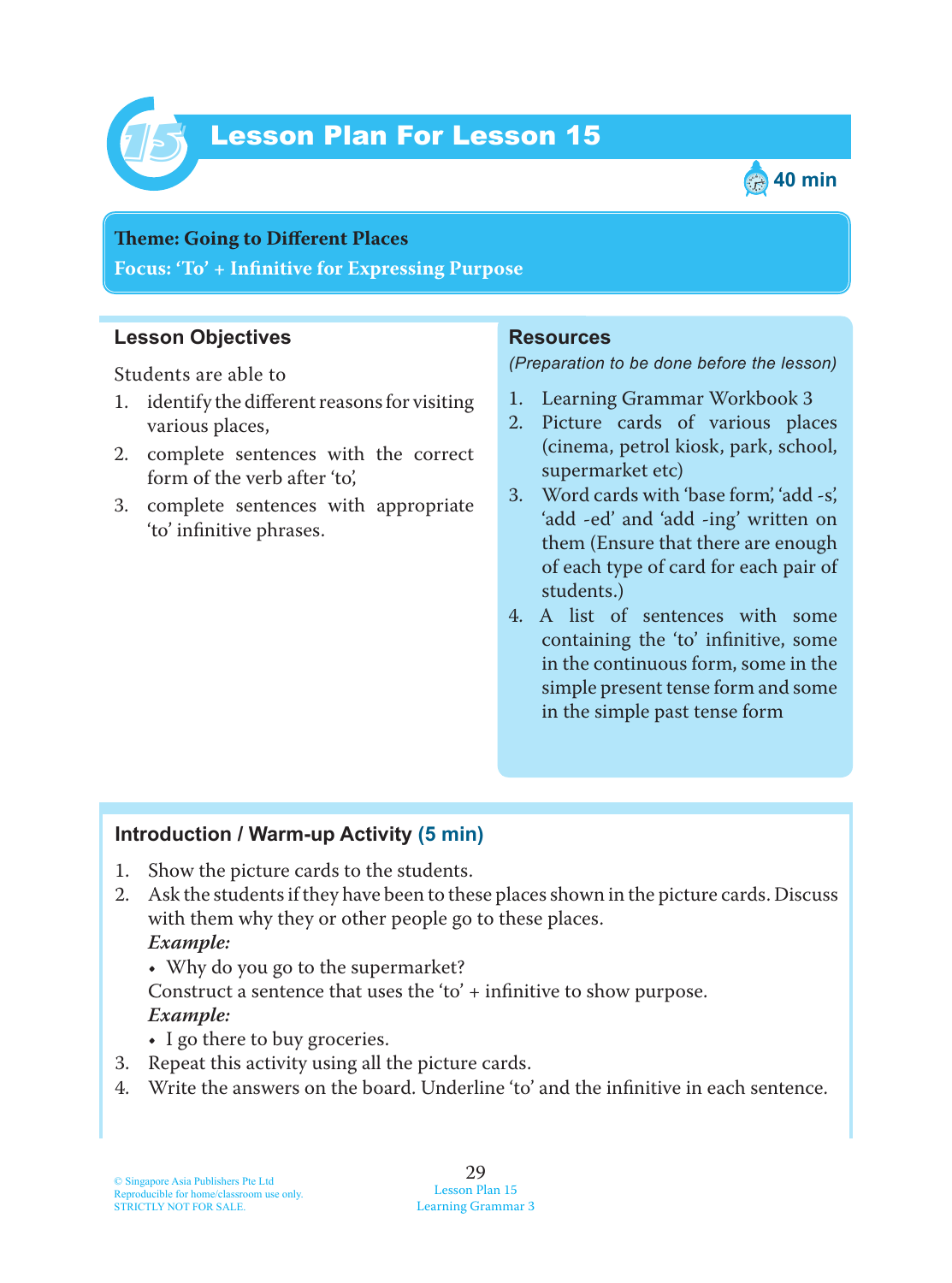# Lesson Plan For Lesson 15

40 min

**Theme: Going to Different Places**
**Focus: 'To' + Infinitive for Expressing Purpose**

## Lesson Objectives

Students are able to

1. identify the different reasons for visiting various places,
2. complete sentences with the correct form of the verb after 'to',
3. complete sentences with appropriate 'to' infinitive phrases.

## Resources

*(Preparation to be done before the lesson)*

1. Learning Grammar Workbook 3
2. Picture cards of various places (cinema, petrol kiosk, park, school, supermarket etc)
3. Word cards with 'base form', 'add -s', 'add -ed' and 'add -ing' written on them (Ensure that there are enough of each type of card for each pair of students.)
4. A list of sentences with some containing the 'to' infinitive, some in the continuous form, some in the simple present tense form and some in the simple past tense form

## Introduction / Warm-up Activity (5 min)

1. Show the picture cards to the students.
2. Ask the students if they have been to these places shown in the picture cards. Discuss with them why they or other people go to these places.
   ***Example:***
   - Why do you go to the supermarket?

   Construct a sentence that uses the 'to' + infinitive to show purpose.
   ***Example:***
   - I go there to buy groceries.
3. Repeat this activity using all the picture cards.
4. Write the answers on the board. Underline 'to' and the infinitive in each sentence.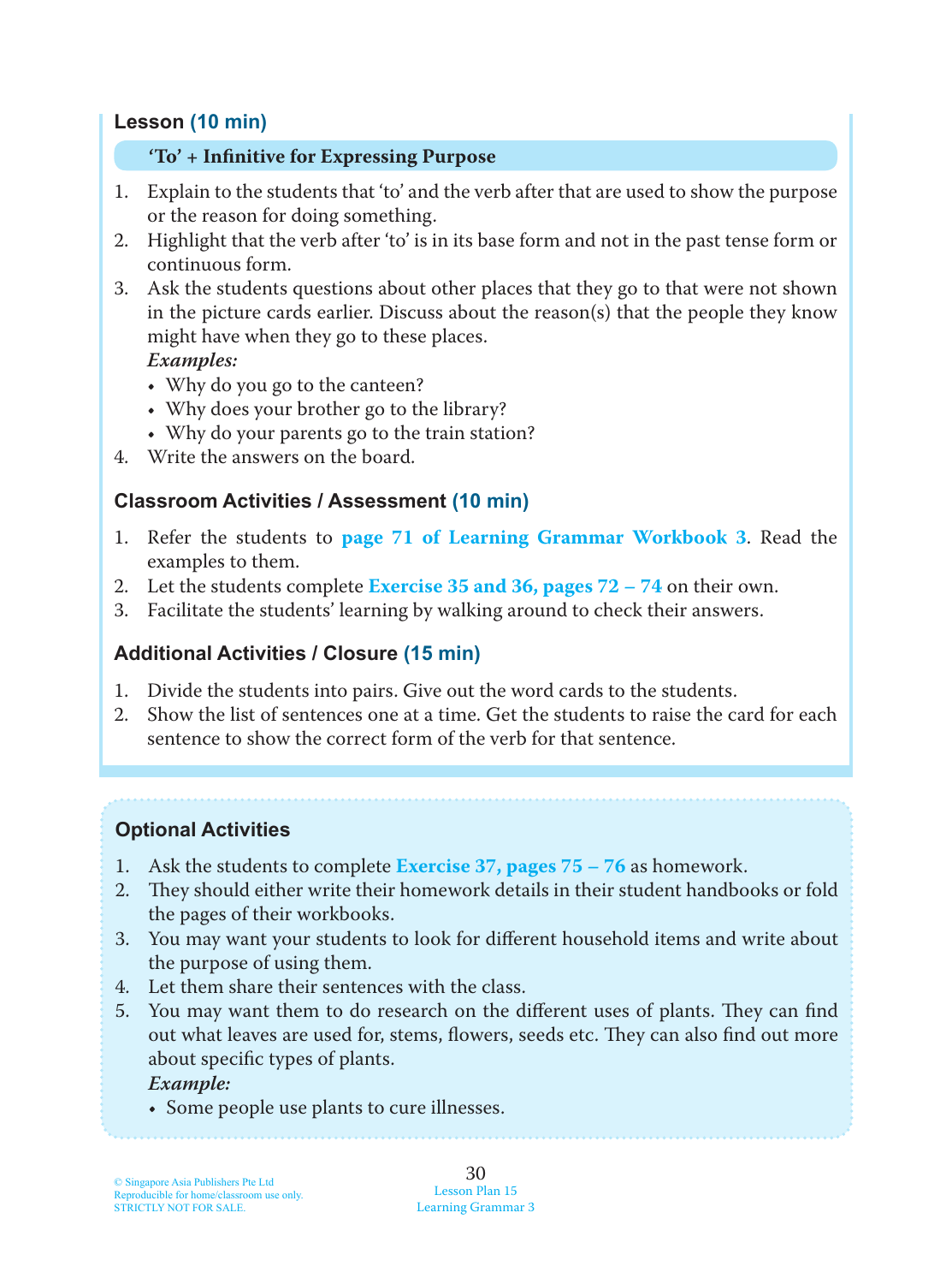### Lesson (10 min)

**'To' + Infinitive for Expressing Purpose**

1. Explain to the students that 'to' and the verb after that are used to show the purpose or the reason for doing something.
2. Highlight that the verb after 'to' is in its base form and not in the past tense form or continuous form.
3. Ask the students questions about other places that they go to that were not shown in the picture cards earlier. Discuss about the reason(s) that the people they know might have when they go to these places.
   ***Examples:***
   - Why do you go to the canteen?
   - Why does your brother go to the library?
   - Why do your parents go to the train station?
4. Write the answers on the board.

### Classroom Activities / Assessment (10 min)

1. Refer the students to **page 71 of Learning Grammar Workbook 3**. Read the examples to them.
2. Let the students complete **Exercise 35 and 36, pages 72 – 74** on their own.
3. Facilitate the students' learning by walking around to check their answers.

### Additional Activities / Closure (15 min)

1. Divide the students into pairs. Give out the word cards to the students.
2. Show the list of sentences one at a time. Get the students to raise the card for each sentence to show the correct form of the verb for that sentence.

### Optional Activities

1. Ask the students to complete **Exercise 37, pages 75 – 76** as homework.
2. They should either write their homework details in their student handbooks or fold the pages of their workbooks.
3. You may want your students to look for different household items and write about the purpose of using them.
4. Let them share their sentences with the class.
5. You may want them to do research on the different uses of plants. They can find out what leaves are used for, stems, flowers, seeds etc. They can also find out more about specific types of plants.
   ***Example:***
   - Some people use plants to cure illnesses.